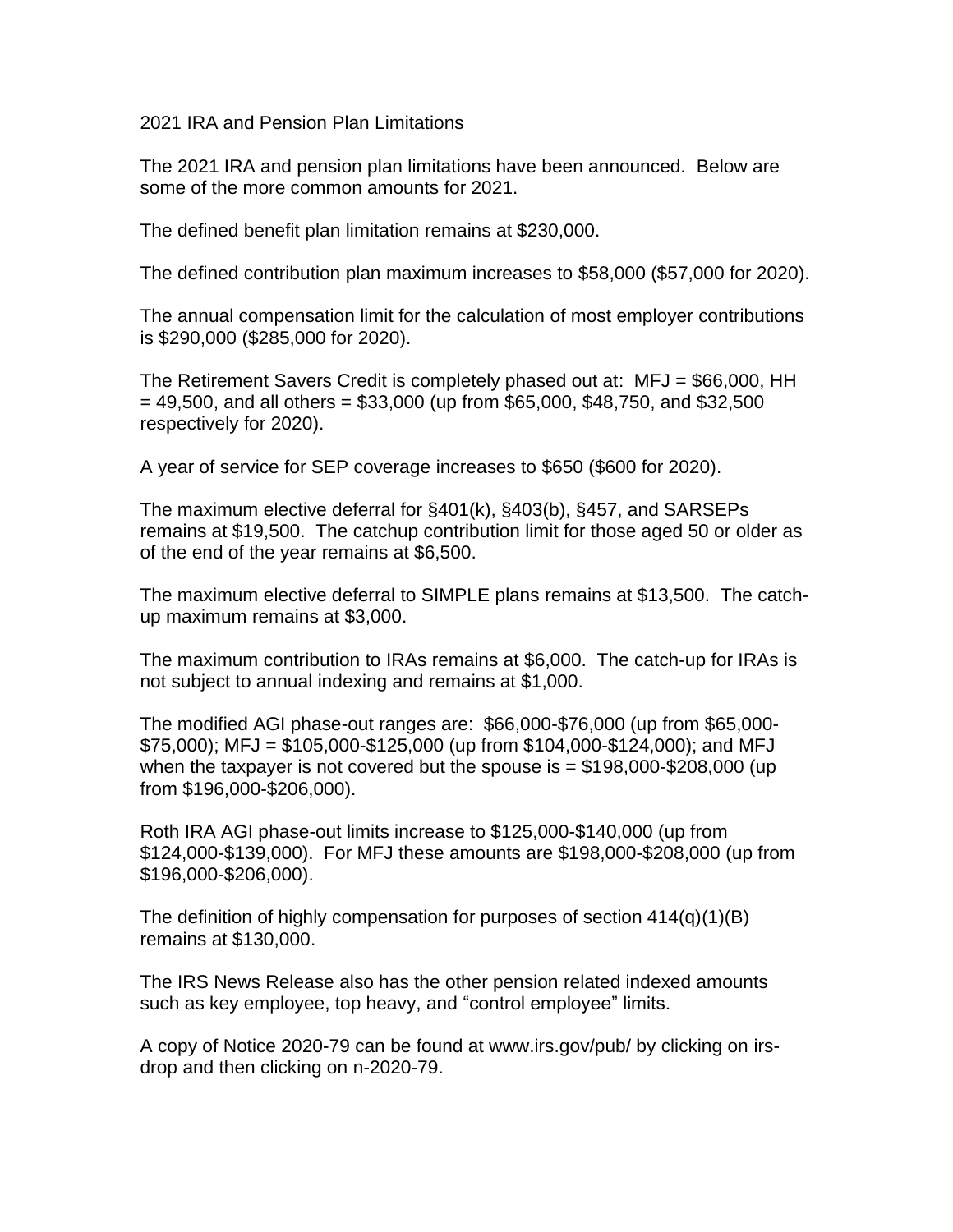2021 IRA and Pension Plan Limitations

The 2021 IRA and pension plan limitations have been announced. Below are some of the more common amounts for 2021.

The defined benefit plan limitation remains at $230,000.

The defined contribution plan maximum increases to $58,000 ($57,000 for 2020).

The annual compensation limit for the calculation of most employer contributions is $290,000 ($285,000 for 2020).

The Retirement Savers Credit is completely phased out at: MFJ = $66,000, HH = 49,500, and all others = $33,000 (up from $65,000, $48,750, and $32,500 respectively for 2020).

A year of service for SEP coverage increases to $650 ($600 for 2020).

The maximum elective deferral for §401(k), §403(b), §457, and SARSEPs remains at $19,500. The catchup contribution limit for those aged 50 or older as of the end of the year remains at $6,500.

The maximum elective deferral to SIMPLE plans remains at $13,500. The catch-up maximum remains at $3,000.

The maximum contribution to IRAs remains at $6,000. The catch-up for IRAs is not subject to annual indexing and remains at $1,000.

The modified AGI phase-out ranges are: $66,000-$76,000 (up from $65,000-$75,000); MFJ = $105,000-$125,000 (up from $104,000-$124,000); and MFJ when the taxpayer is not covered but the spouse is = $198,000-$208,000 (up from $196,000-$206,000).

Roth IRA AGI phase-out limits increase to $125,000-$140,000 (up from $124,000-$139,000). For MFJ these amounts are $198,000-$208,000 (up from $196,000-$206,000).

The definition of highly compensation for purposes of section 414(q)(1)(B) remains at $130,000.

The IRS News Release also has the other pension related indexed amounts such as key employee, top heavy, and "control employee" limits.

A copy of Notice 2020-79 can be found at www.irs.gov/pub/ by clicking on irs-drop and then clicking on n-2020-79.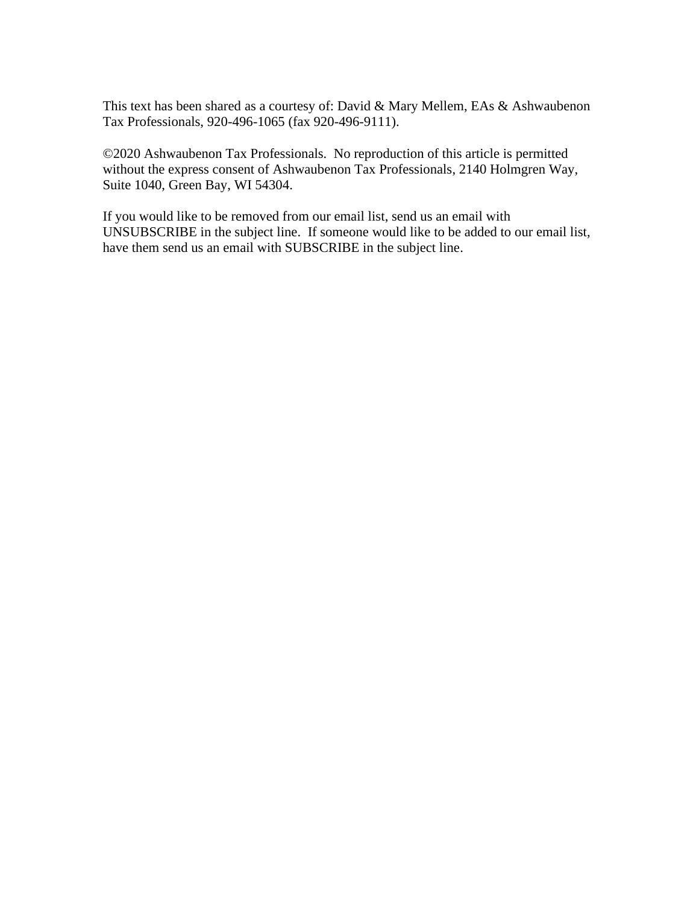This text has been shared as a courtesy of: David & Mary Mellem, EAs & Ashwaubenon Tax Professionals, 920-496-1065 (fax 920-496-9111).

©2020 Ashwaubenon Tax Professionals. No reproduction of this article is permitted without the express consent of Ashwaubenon Tax Professionals, 2140 Holmgren Way, Suite 1040, Green Bay, WI 54304.

If you would like to be removed from our email list, send us an email with UNSUBSCRIBE in the subject line. If someone would like to be added to our email list, have them send us an email with SUBSCRIBE in the subject line.